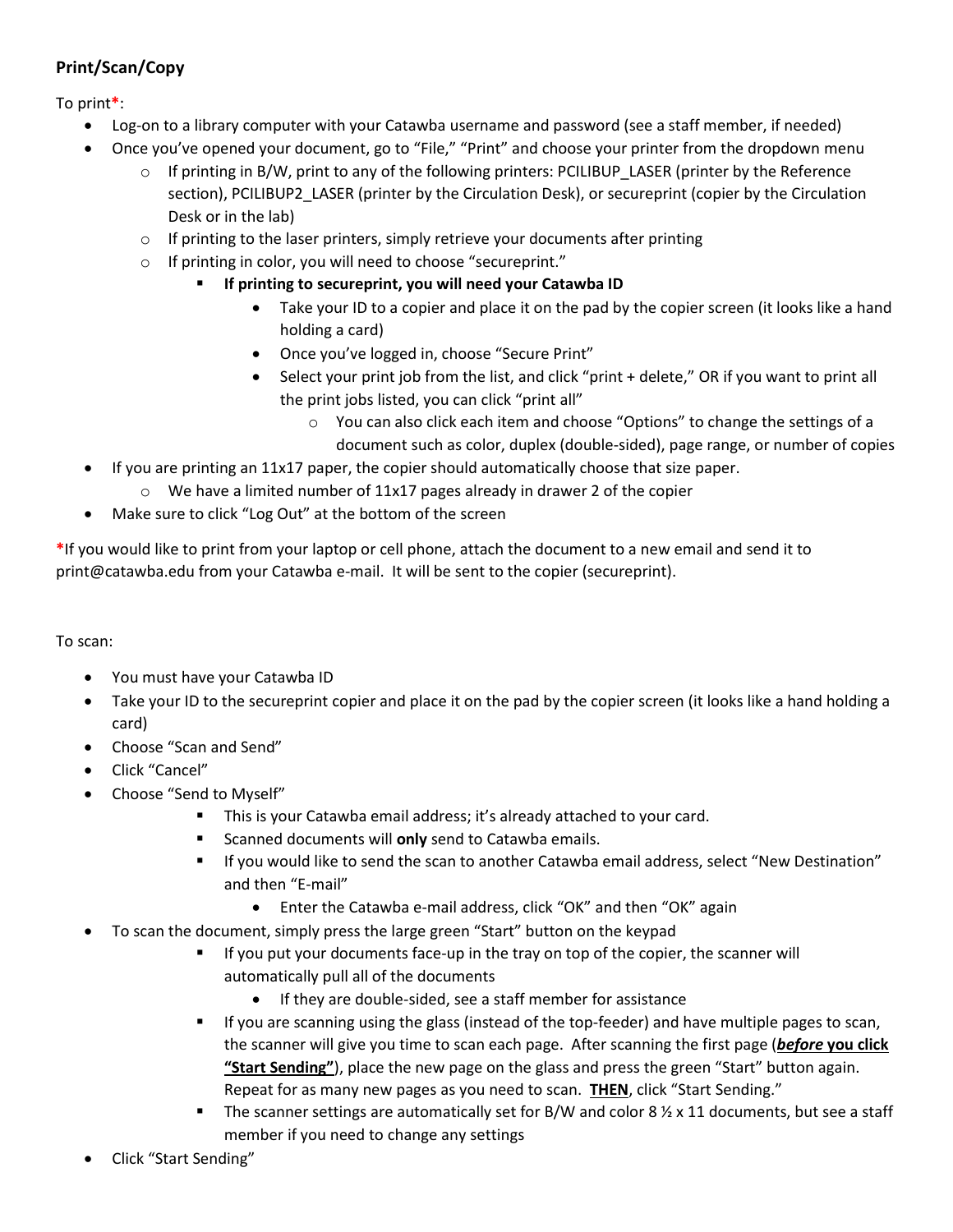### Print/Scan/Copy

To print*:

- Log-on to a library computer with your Catawba username and password (see a staff member, if needed)
- Once you've opened your document, go to "File," "Print" and choose your printer from the dropdown menu
  - If printing in B/W, print to any of the following printers: PCILIBUP_LASER (printer by the Reference section), PCILIBUP2_LASER (printer by the Circulation Desk), or secureprint (copier by the Circulation Desk or in the lab)
  - If printing to the laser printers, simply retrieve your documents after printing
  - If printing in color, you will need to choose "secureprint."
    - **If printing to secureprint, you will need your Catawba ID**
      - Take your ID to a copier and place it on the pad by the copier screen (it looks like a hand holding a card)
      - Once you've logged in, choose "Secure Print"
      - Select your print job from the list, and click "print + delete," OR if you want to print all the print jobs listed, you can click "print all"
        - You can also click each item and choose "Options" to change the settings of a document such as color, duplex (double-sided), page range, or number of copies
- If you are printing an 11x17 paper, the copier should automatically choose that size paper.
  - We have a limited number of 11x17 pages already in drawer 2 of the copier
- Make sure to click "Log Out" at the bottom of the screen

*If you would like to print from your laptop or cell phone, attach the document to a new email and send it to print@catawba.edu from your Catawba e-mail. It will be sent to the copier (secureprint).

To scan:

- You must have your Catawba ID
- Take your ID to the secureprint copier and place it on the pad by the copier screen (it looks like a hand holding a card)
- Choose "Scan and Send"
- Click "Cancel"
- Choose "Send to Myself"
  - This is your Catawba email address; it's already attached to your card.
  - Scanned documents will **only** send to Catawba emails.
  - If you would like to send the scan to another Catawba email address, select "New Destination" and then "E-mail"
    - Enter the Catawba e-mail address, click "OK" and then "OK" again
- To scan the document, simply press the large green "Start" button on the keypad
  - If you put your documents face-up in the tray on top of the copier, the scanner will automatically pull all of the documents
    - If they are double-sided, see a staff member for assistance
  - If you are scanning using the glass (instead of the top-feeder) and have multiple pages to scan, the scanner will give you time to scan each page. After scanning the first page (***before* you click "Start Sending"**), place the new page on the glass and press the green "Start" button again. Repeat for as many new pages as you need to scan. **THEN**, click "Start Sending."
  - The scanner settings are automatically set for B/W and color 8 ½ x 11 documents, but see a staff member if you need to change any settings
- Click "Start Sending"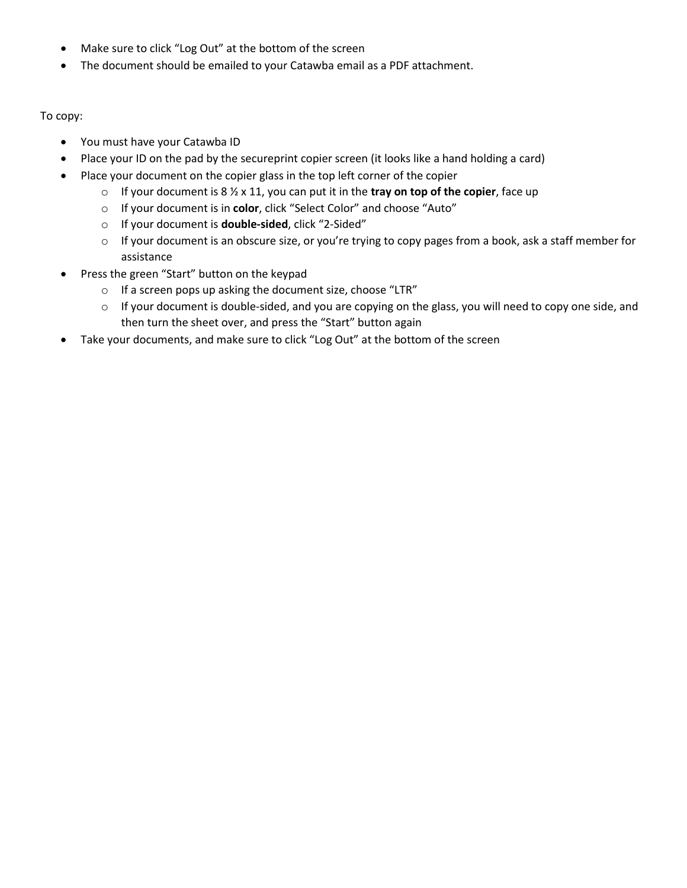- Make sure to click “Log Out” at the bottom of the screen
- The document should be emailed to your Catawba email as a PDF attachment.

To copy:

- You must have your Catawba ID
- Place your ID on the pad by the secureprint copier screen (it looks like a hand holding a card)
- Place your document on the copier glass in the top left corner of the copier
  - If your document is 8 ½ x 11, you can put it in the **tray on top of the copier**, face up
  - If your document is in **color**, click “Select Color” and choose “Auto”
  - If your document is **double-sided**, click “2-Sided”
  - If your document is an obscure size, or you’re trying to copy pages from a book, ask a staff member for assistance
- Press the green “Start” button on the keypad
  - If a screen pops up asking the document size, choose “LTR”
  - If your document is double-sided, and you are copying on the glass, you will need to copy one side, and then turn the sheet over, and press the “Start” button again
- Take your documents, and make sure to click “Log Out” at the bottom of the screen